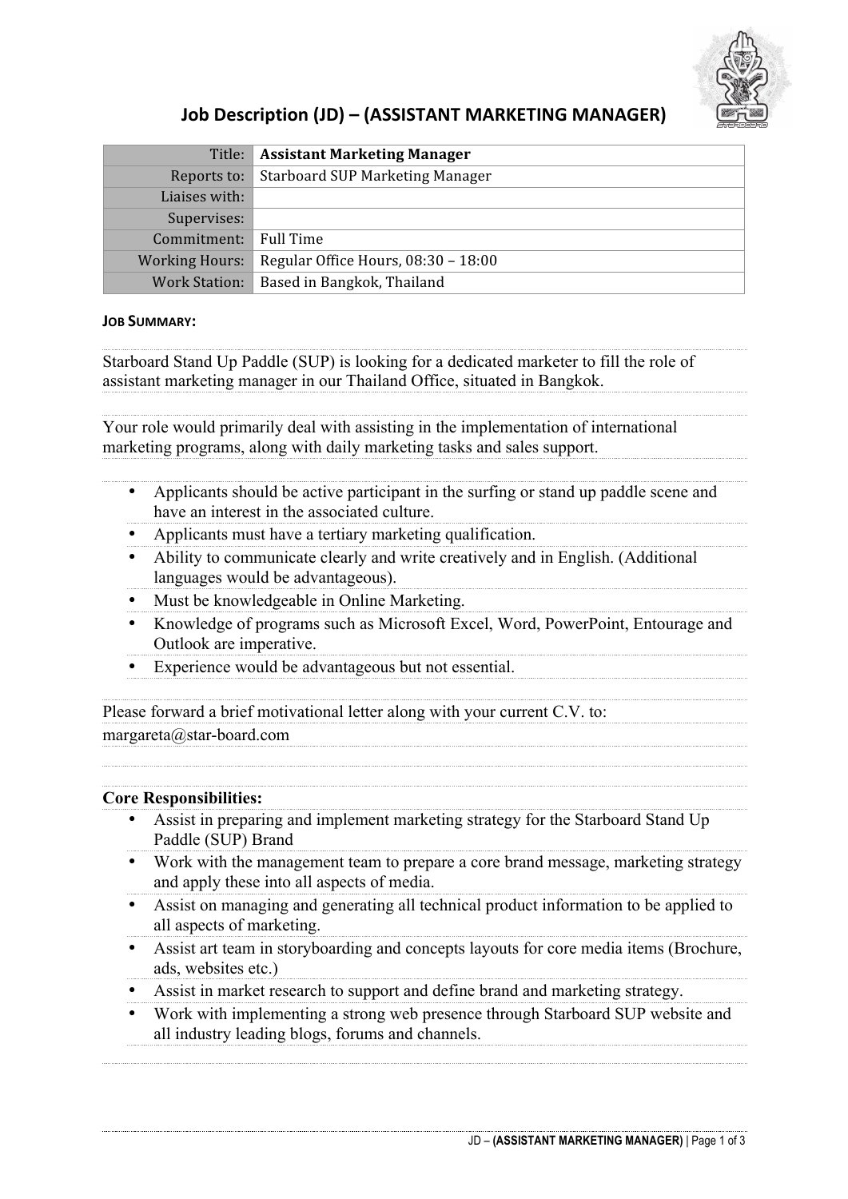# Job Description (JD) – (ASSISTANT MARKETING MANAGER)

| | |
|---|---|
| Title: | **Assistant Marketing Manager** |
| Reports to: | Starboard SUP Marketing Manager |
| Liaises with: | |
| Supervises: | |
| Commitment: | Full Time |
| Working Hours: | Regular Office Hours, 08:30 – 18:00 |
| Work Station: | Based in Bangkok, Thailand |

**JOB SUMMARY:**

Starboard Stand Up Paddle (SUP) is looking for a dedicated marketer to fill the role of assistant marketing manager in our Thailand Office, situated in Bangkok.

Your role would primarily deal with assisting in the implementation of international marketing programs, along with daily marketing tasks and sales support.

- Applicants should be active participant in the surfing or stand up paddle scene and have an interest in the associated culture.
- Applicants must have a tertiary marketing qualification.
- Ability to communicate clearly and write creatively and in English. (Additional languages would be advantageous).
- Must be knowledgeable in Online Marketing.
- Knowledge of programs such as Microsoft Excel, Word, PowerPoint, Entourage and Outlook are imperative.
- Experience would be advantageous but not essential.

Please forward a brief motivational letter along with your current C.V. to: margareta@star-board.com

**Core Responsibilities:**

- Assist in preparing and implement marketing strategy for the Starboard Stand Up Paddle (SUP) Brand
- Work with the management team to prepare a core brand message, marketing strategy and apply these into all aspects of media.
- Assist on managing and generating all technical product information to be applied to all aspects of marketing.
- Assist art team in storyboarding and concepts layouts for core media items (Brochure, ads, websites etc.)
- Assist in market research to support and define brand and marketing strategy.
- Work with implementing a strong web presence through Starboard SUP website and all industry leading blogs, forums and channels.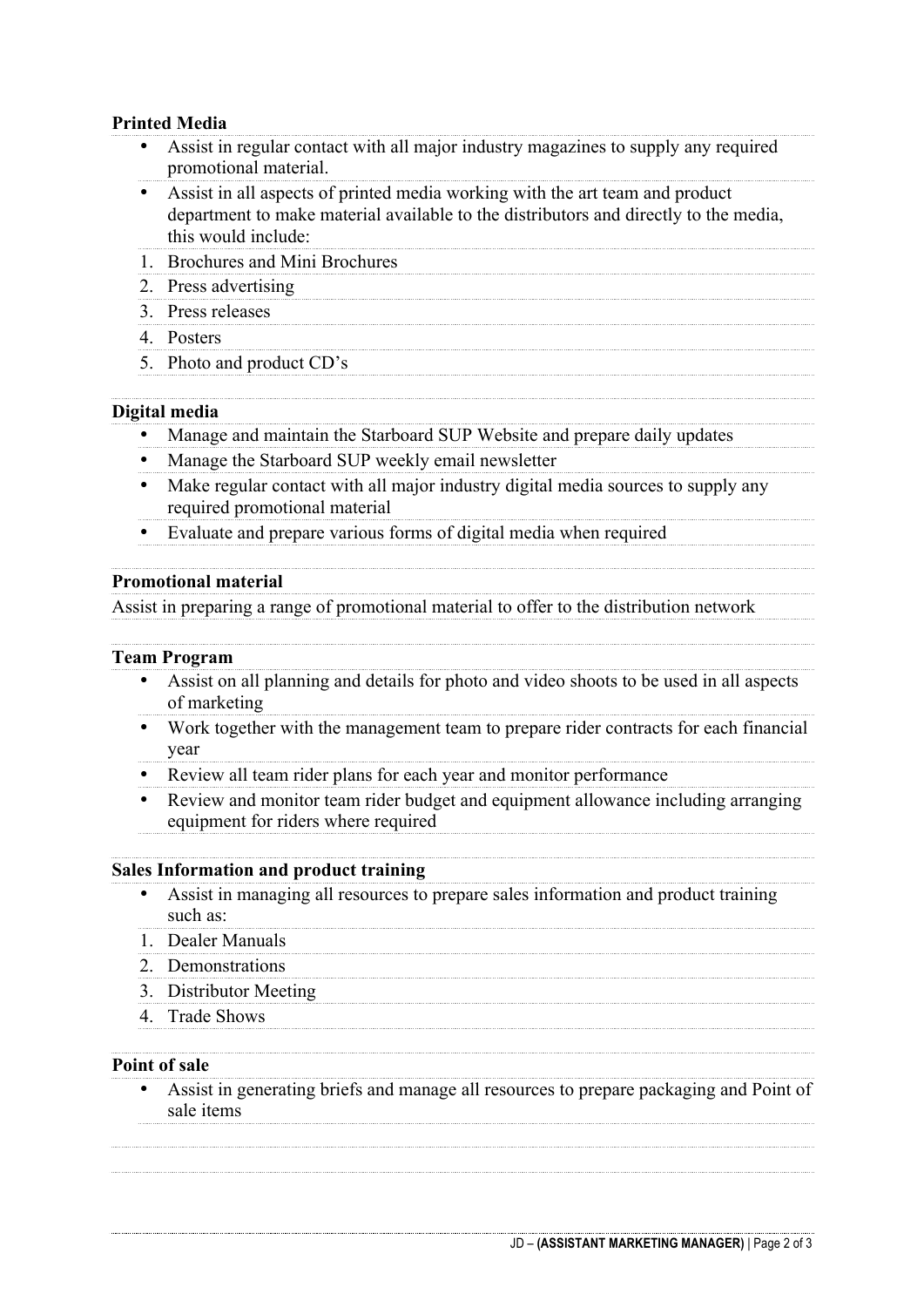**Printed Media**

- Assist in regular contact with all major industry magazines to supply any required promotional material.
- Assist in all aspects of printed media working with the art team and product department to make material available to the distributors and directly to the media, this would include:

1. Brochures and Mini Brochures
2. Press advertising
3. Press releases
4. Posters
5. Photo and product CD's

**Digital media**

- Manage and maintain the Starboard SUP Website and prepare daily updates
- Manage the Starboard SUP weekly email newsletter
- Make regular contact with all major industry digital media sources to supply any required promotional material
- Evaluate and prepare various forms of digital media when required

**Promotional material**

Assist in preparing a range of promotional material to offer to the distribution network

**Team Program**

- Assist on all planning and details for photo and video shoots to be used in all aspects of marketing
- Work together with the management team to prepare rider contracts for each financial year
- Review all team rider plans for each year and monitor performance
- Review and monitor team rider budget and equipment allowance including arranging equipment for riders where required

**Sales Information and product training**

- Assist in managing all resources to prepare sales information and product training such as:

1. Dealer Manuals
2. Demonstrations
3. Distributor Meeting
4. Trade Shows

**Point of sale**

- Assist in generating briefs and manage all resources to prepare packaging and Point of sale items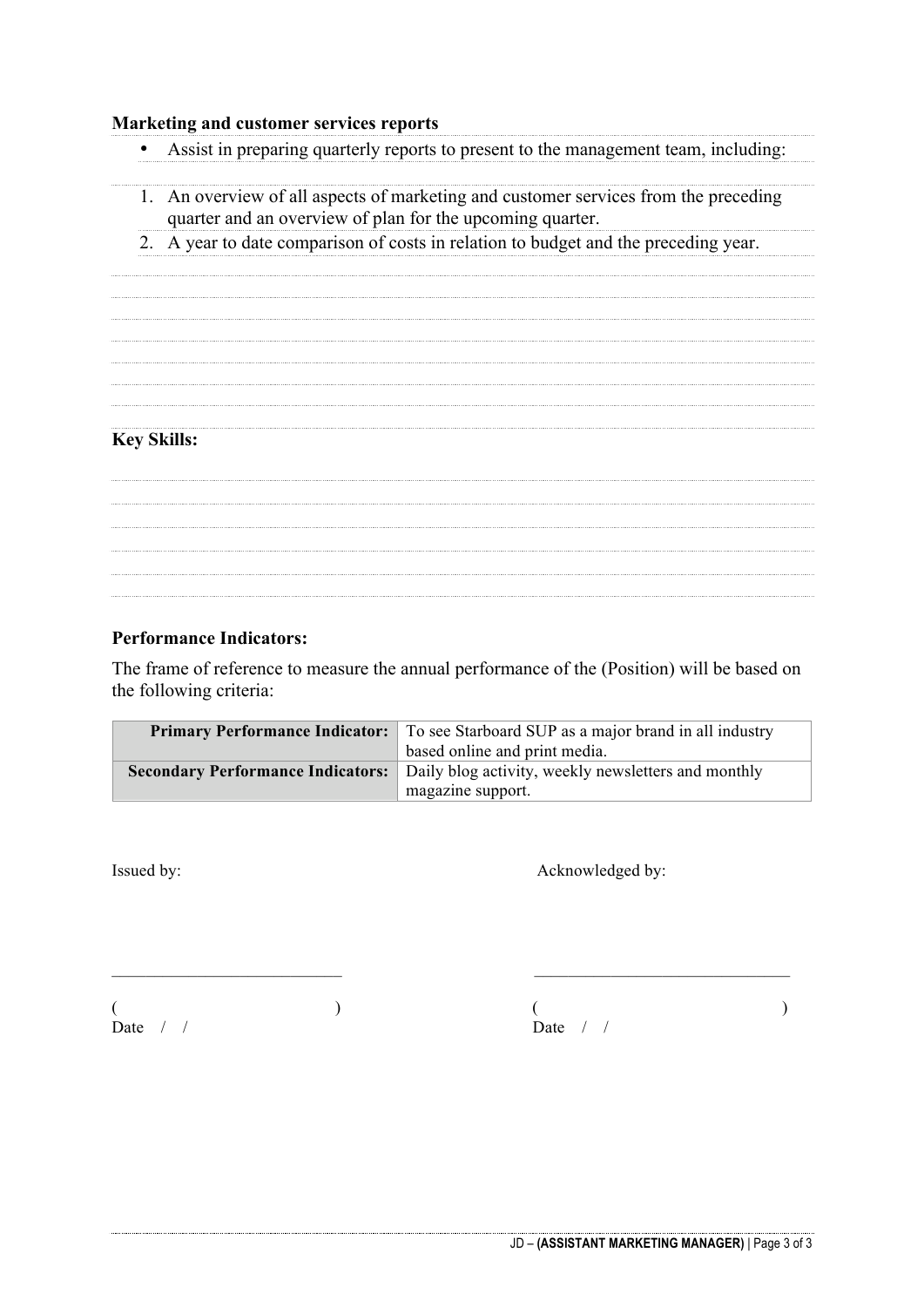**Marketing and customer services reports**

- Assist in preparing quarterly reports to present to the management team, including:

1. An overview of all aspects of marketing and customer services from the preceding quarter and an overview of plan for the upcoming quarter.
2. A year to date comparison of costs in relation to budget and the preceding year.

**Key Skills:**

**Performance Indicators:**

The frame of reference to measure the annual performance of the (Position) will be based on the following criteria:

| | |
|---|---|
| **Primary Performance Indicator:** | To see Starboard SUP as a major brand in all industry based online and print media. |
| **Secondary Performance Indicators:** | Daily blog activity, weekly newsletters and monthly magazine support. |

Issued by:

\_\_\_\_\_\_\_\_\_\_\_\_\_\_\_\_\_\_\_\_\_\_\_\_\_\_\_

( )

Date / /

Acknowledged by:

\_\_\_\_\_\_\_\_\_\_\_\_\_\_\_\_\_\_\_\_\_\_\_\_\_\_\_\_\_\_

( )

Date / /